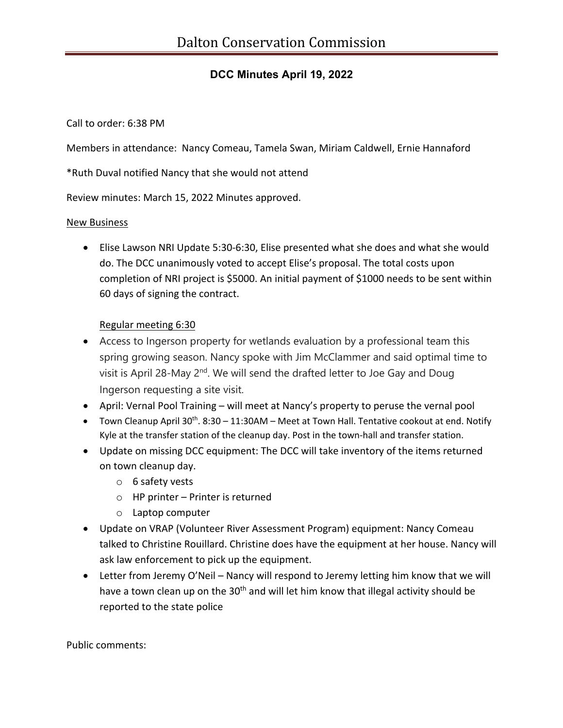# Dalton Conservation Commission

## DCC Minutes April 19, 2022

Call to order: 6:38 PM

Members in attendance: Nancy Comeau, Tamela Swan, Miriam Caldwell, Ernie Hannaford

*Ruth Duval notified Nancy that she would not attend

Review minutes: March 15, 2022 Minutes approved.

New Business

- Elise Lawson NRI Update 5:30-6:30, Elise presented what she does and what she would do. The DCC unanimously voted to accept Elise's proposal. The total costs upon completion of NRI project is $5000. An initial payment of $1000 needs to be sent within 60 days of signing the contract.

  Regular meeting 6:30

- Access to Ingerson property for wetlands evaluation by a professional team this spring growing season. Nancy spoke with Jim McClammer and said optimal time to visit is April 28-May 2nd. We will send the drafted letter to Joe Gay and Doug Ingerson requesting a site visit.
- April: Vernal Pool Training – will meet at Nancy's property to peruse the vernal pool
- Town Cleanup April 30th. 8:30 – 11:30AM – Meet at Town Hall. Tentative cookout at end. Notify Kyle at the transfer station of the cleanup day. Post in the town-hall and transfer station.
- Update on missing DCC equipment: The DCC will take inventory of the items returned on town cleanup day.
  - 6 safety vests
  - HP printer – Printer is returned
  - Laptop computer
- Update on VRAP (Volunteer River Assessment Program) equipment: Nancy Comeau talked to Christine Rouillard. Christine does have the equipment at her house. Nancy will ask law enforcement to pick up the equipment.
- Letter from Jeremy O'Neil – Nancy will respond to Jeremy letting him know that we will have a town clean up on the 30th and will let him know that illegal activity should be reported to the state police

Public comments: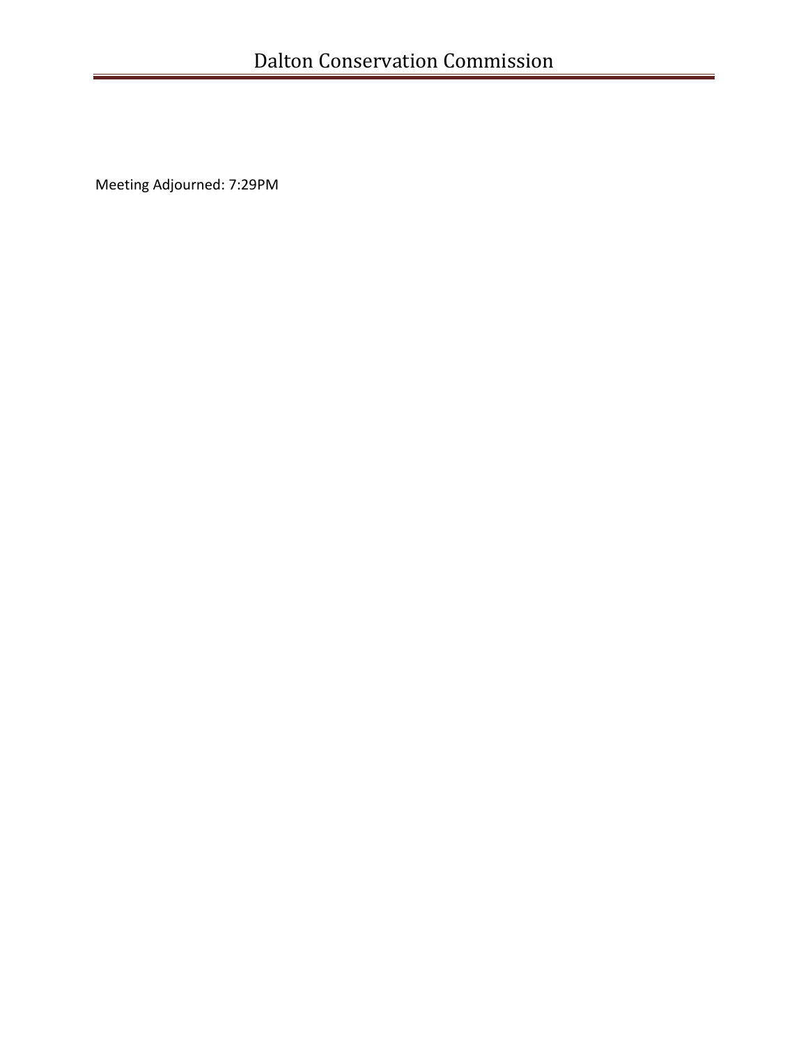Meeting Adjourned: 7:29PM